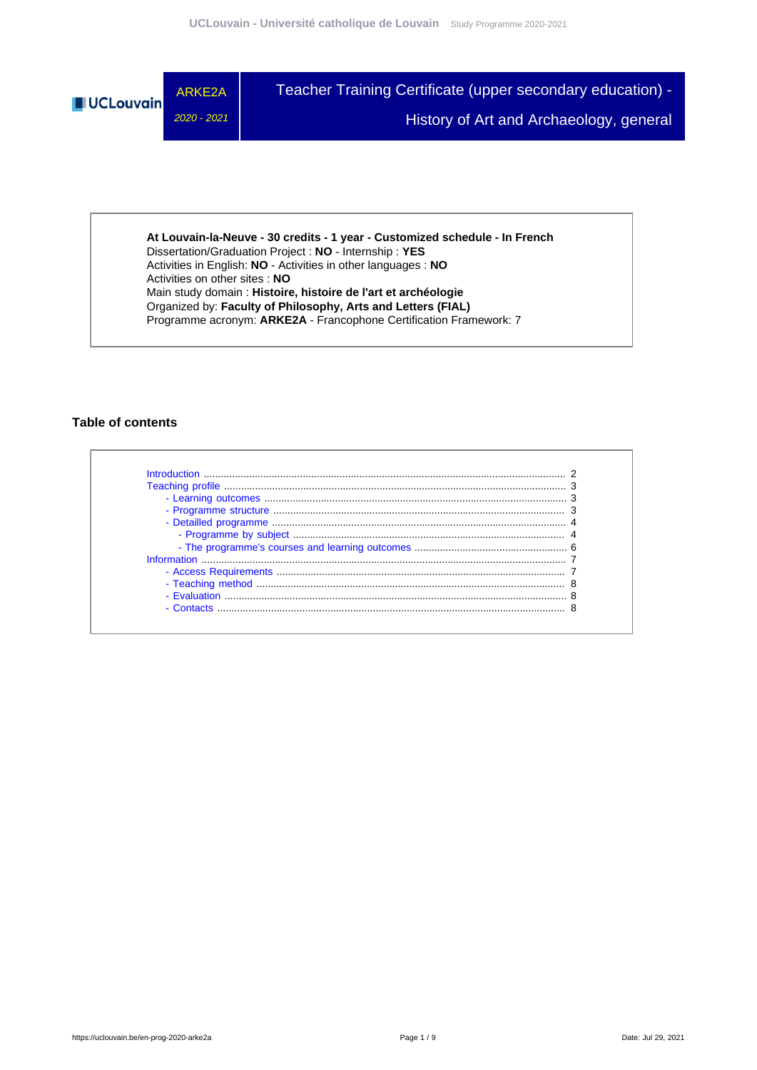# ARKE2A

*2020 - 2021*

# Teacher Training Certificate (upper secondary education) - History of Art and Archaeology, general

**At Louvain-la-Neuve - 30 credits - 1 year - Customized schedule - In French**
Dissertation/Graduation Project : **NO** - Internship : **YES**
Activities in English: **NO** - Activities in other languages : **NO**
Activities on other sites : **NO**
Main study domain : **Histoire, histoire de l'art et archéologie**
Organized by: **Faculty of Philosophy, Arts and Letters (FIAL)**
Programme acronym: **ARKE2A** - Francophone Certification Framework: 7

## Table of contents

- Introduction ..... 2
- Teaching profile ..... 3
  - Learning outcomes ..... 3
  - Programme structure ..... 3
  - Detailled programme ..... 4
    - Programme by subject ..... 4
    - The programme's courses and learning outcomes ..... 6
- Information ..... 7
  - Access Requirements ..... 7
  - Teaching method ..... 8
  - Evaluation ..... 8
  - Contacts ..... 8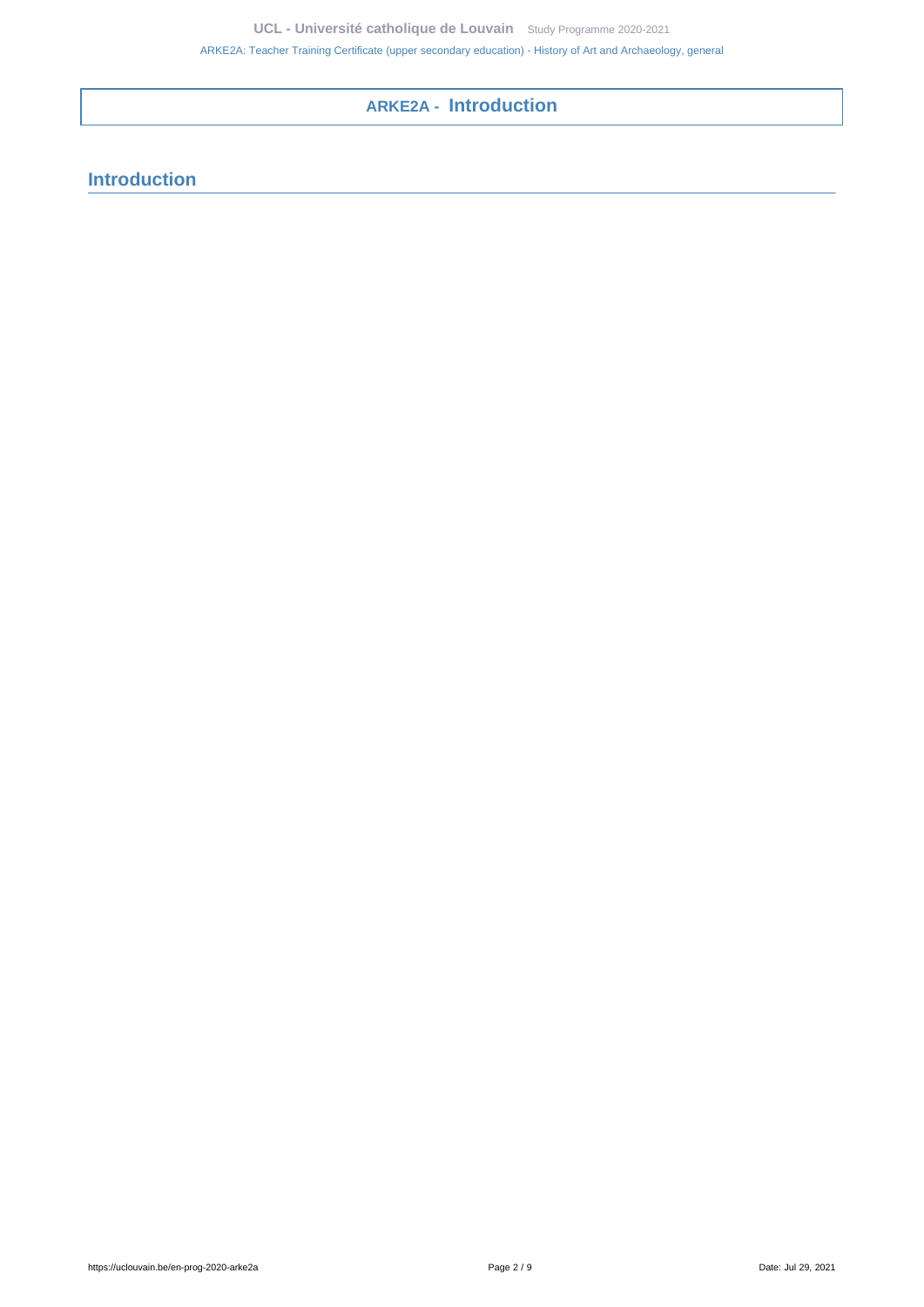# ARKE2A - Introduction

## Introduction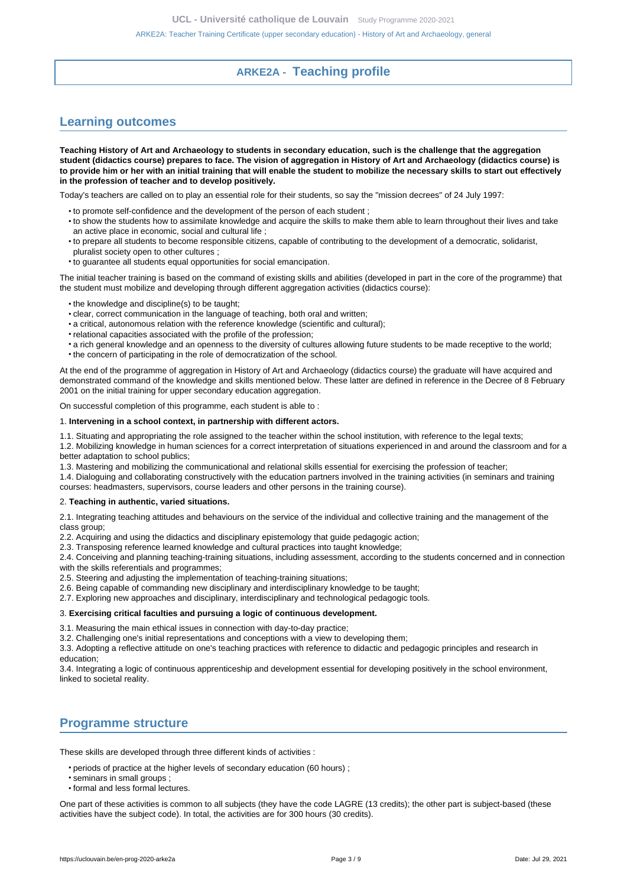# ARKE2A - Teaching profile

## Learning outcomes

**Teaching History of Art and Archaeology to students in secondary education, such is the challenge that the aggregation student (didactics course) prepares to face. The vision of aggregation in History of Art and Archaeology (didactics course) is to provide him or her with an initial training that will enable the student to mobilize the necessary skills to start out effectively in the profession of teacher and to develop positively.**

Today's teachers are called on to play an essential role for their students, so say the "mission decrees" of 24 July 1997:

- to promote self-confidence and the development of the person of each student ;
- to show the students how to assimilate knowledge and acquire the skills to make them able to learn throughout their lives and take an active place in economic, social and cultural life ;
- to prepare all students to become responsible citizens, capable of contributing to the development of a democratic, solidarist, pluralist society open to other cultures ;
- to guarantee all students equal opportunities for social emancipation.

The initial teacher training is based on the command of existing skills and abilities (developed in part in the core of the programme) that the student must mobilize and developing through different aggregation activities (didactics course):

- the knowledge and discipline(s) to be taught;
- clear, correct communication in the language of teaching, both oral and written;
- a critical, autonomous relation with the reference knowledge (scientific and cultural);
- relational capacities associated with the profile of the profession;
- a rich general knowledge and an openness to the diversity of cultures allowing future students to be made receptive to the world;
- the concern of participating in the role of democratization of the school.

At the end of the programme of aggregation in History of Art and Archaeology (didactics course) the graduate will have acquired and demonstrated command of the knowledge and skills mentioned below. These latter are defined in reference in the Decree of 8 February 2001 on the initial training for upper secondary education aggregation.

On successful completion of this programme, each student is able to :

1. **Intervening in a school context, in partnership with different actors.**

1.1. Situating and appropriating the role assigned to the teacher within the school institution, with reference to the legal texts;
1.2. Mobilizing knowledge in human sciences for a correct interpretation of situations experienced in and around the classroom and for a better adaptation to school publics;
1.3. Mastering and mobilizing the communicational and relational skills essential for exercising the profession of teacher;
1.4. Dialoguing and collaborating constructively with the education partners involved in the training activities (in seminars and training courses: headmasters, supervisors, course leaders and other persons in the training course).

2. **Teaching in authentic, varied situations.**

2.1. Integrating teaching attitudes and behaviours on the service of the individual and collective training and the management of the class group;
2.2. Acquiring and using the didactics and disciplinary epistemology that guide pedagogic action;
2.3. Transposing reference learned knowledge and cultural practices into taught knowledge;
2.4. Conceiving and planning teaching-training situations, including assessment, according to the students concerned and in connection with the skills referentials and programmes;
2.5. Steering and adjusting the implementation of teaching-training situations;
2.6. Being capable of commanding new disciplinary and interdisciplinary knowledge to be taught;
2.7. Exploring new approaches and disciplinary, interdisciplinary and technological pedagogic tools.

3. **Exercising critical faculties and pursuing a logic of continuous development.**

3.1. Measuring the main ethical issues in connection with day-to-day practice;
3.2. Challenging one's initial representations and conceptions with a view to developing them;
3.3. Adopting a reflective attitude on one's teaching practices with reference to didactic and pedagogic principles and research in education;
3.4. Integrating a logic of continuous apprenticeship and development essential for developing positively in the school environment, linked to societal reality.

## Programme structure

These skills are developed through three different kinds of activities :

- periods of practice at the higher levels of secondary education (60 hours) ;
- seminars in small groups ;
- formal and less formal lectures.

One part of these activities is common to all subjects (they have the code LAGRE (13 credits); the other part is subject-based (these activities have the subject code). In total, the activities are for 300 hours (30 credits).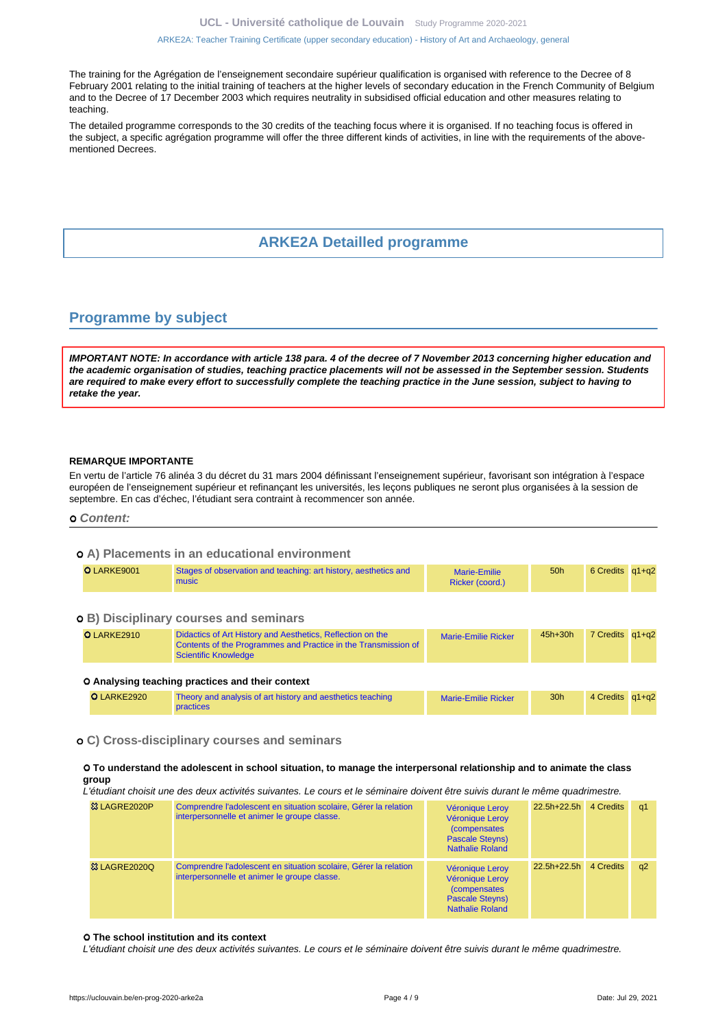The training for the Agrégation de l'enseignement secondaire supérieur qualification is organised with reference to the Decree of 8 February 2001 relating to the initial training of teachers at the higher levels of secondary education in the French Community of Belgium and to the Decree of 17 December 2003 which requires neutrality in subsidised official education and other measures relating to teaching.

The detailed programme corresponds to the 30 credits of the teaching focus where it is organised. If no teaching focus is offered in the subject, a specific agrégation programme will offer the three different kinds of activities, in line with the requirements of the above-mentioned Decrees.

# ARKE2A Detailled programme

## Programme by subject

***IMPORTANT NOTE: In accordance with article 138 para. 4 of the decree of 7 November 2013 concerning higher education and the academic organisation of studies, teaching practice placements will not be assessed in the September session. Students are required to make every effort to successfully complete the teaching practice in the June session, subject to having to retake the year.***

**REMARQUE IMPORTANTE**

En vertu de l'article 76 alinéa 3 du décret du 31 mars 2004 définissant l'enseignement supérieur, favorisant son intégration à l'espace européen de l'enseignement supérieur et refinançant les universités, les leçons publiques ne seront plus organisées à la session de septembre. En cas d'échec, l'étudiant sera contraint à recommencer son année.

### *Content:*

#### A) Placements in an educational environment

| Code | Title | Teacher | Hours | Credits | Quadrimester |
|---|---|---|---|---|---|
| LARKE9001 | Stages of observation and teaching: art history, aesthetics and music | Marie-Emilie Ricker (coord.) | 50h | 6 Credits | q1+q2 |

#### B) Disciplinary courses and seminars

| Code | Title | Teacher | Hours | Credits | Quadrimester |
|---|---|---|---|---|---|
| LARKE2910 | Didactics of Art History and Aesthetics, Reflection on the Contents of the Programmes and Practice in the Transmission of Scientific Knowledge | Marie-Emilie Ricker | 45h+30h | 7 Credits | q1+q2 |

**Analysing teaching practices and their context**

| Code | Title | Teacher | Hours | Credits | Quadrimester |
|---|---|---|---|---|---|
| LARKE2920 | Theory and analysis of art history and aesthetics teaching practices | Marie-Emilie Ricker | 30h | 4 Credits | q1+q2 |

#### C) Cross-disciplinary courses and seminars

**To understand the adolescent in school situation, to manage the interpersonal relationship and to animate the class group**

*L'étudiant choisit une des deux activités suivantes. Le cours et le séminaire doivent être suivis durant le même quadrimestre.*

| Code | Title | Teacher | Hours | Credits | Quadrimester |
|---|---|---|---|---|---|
| LAGRE2020P | Comprendre l'adolescent en situation scolaire, Gérer la relation interpersonnelle et animer le groupe classe. | Véronique Leroy, Véronique Leroy (compensates Pascale Steyns), Nathalie Roland | 22.5h+22.5h | 4 Credits | q1 |
| LAGRE2020Q | Comprendre l'adolescent en situation scolaire, Gérer la relation interpersonnelle et animer le groupe classe. | Véronique Leroy, Véronique Leroy (compensates Pascale Steyns), Nathalie Roland | 22.5h+22.5h | 4 Credits | q2 |

**The school institution and its context**

*L'étudiant choisit une des deux activités suivantes. Le cours et le séminaire doivent être suivis durant le même quadrimestre.*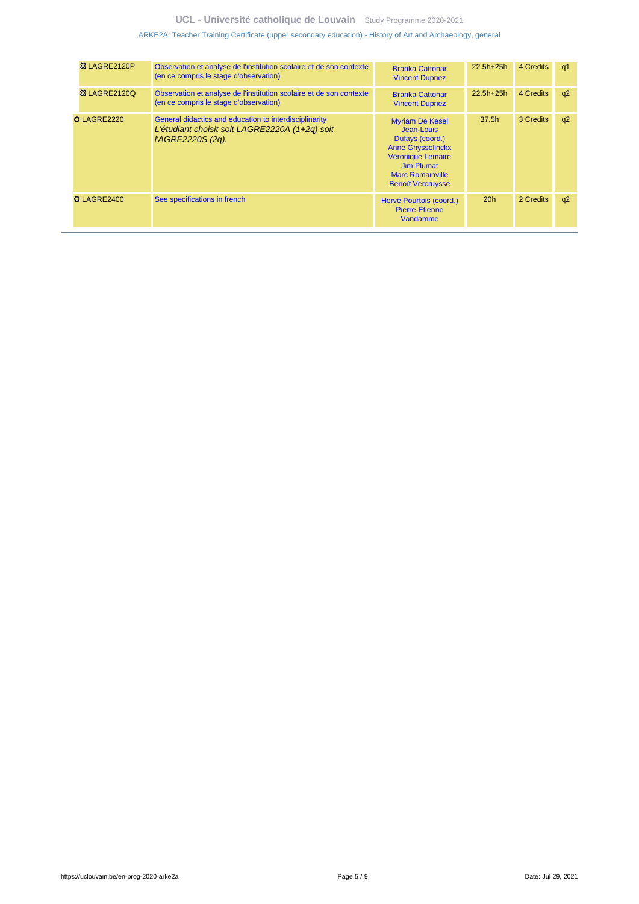| Code | Title | Teachers | Hours | Credits | Quadrimester |
|---|---|---|---|---|---|
| ✲ LAGRE2120P | Observation et analyse de l'institution scolaire et de son contexte (en ce compris le stage d'observation) | Branka Cattonar<br>Vincent Dupriez | 22.5h+25h | 4 Credits | q1 |
| ✲ LAGRE2120Q | Observation et analyse de l'institution scolaire et de son contexte (en ce compris le stage d'observation) | Branka Cattonar<br>Vincent Dupriez | 22.5h+25h | 4 Credits | q2 |
| ✪ LAGRE2220 | General didactics and education to interdisciplinarity<br>*L'étudiant choisit soit LAGRE2220A (1+2q) soit l'AGRE2220S (2q).* | Myriam De Kesel<br>Jean-Louis Dufays (coord.)<br>Anne Ghysselinckx<br>Véronique Lemaire<br>Jim Plumat<br>Marc Romainville<br>Benoît Vercruysse | 37.5h | 3 Credits | q2 |
| ✪ LAGRE2400 | See specifications in french | Hervé Pourtois (coord.)<br>Pierre-Etienne Vandamme | 20h | 2 Credits | q2 |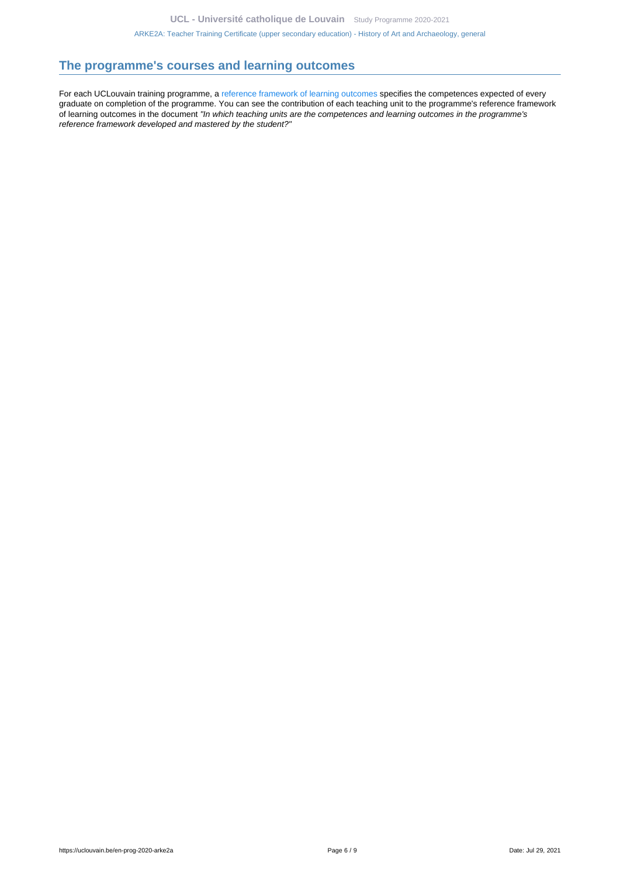## The programme's courses and learning outcomes

For each UCLouvain training programme, a reference framework of learning outcomes specifies the competences expected of every graduate on completion of the programme. You can see the contribution of each teaching unit to the programme's reference framework of learning outcomes in the document *"In which teaching units are the competences and learning outcomes in the programme's reference framework developed and mastered by the student?"*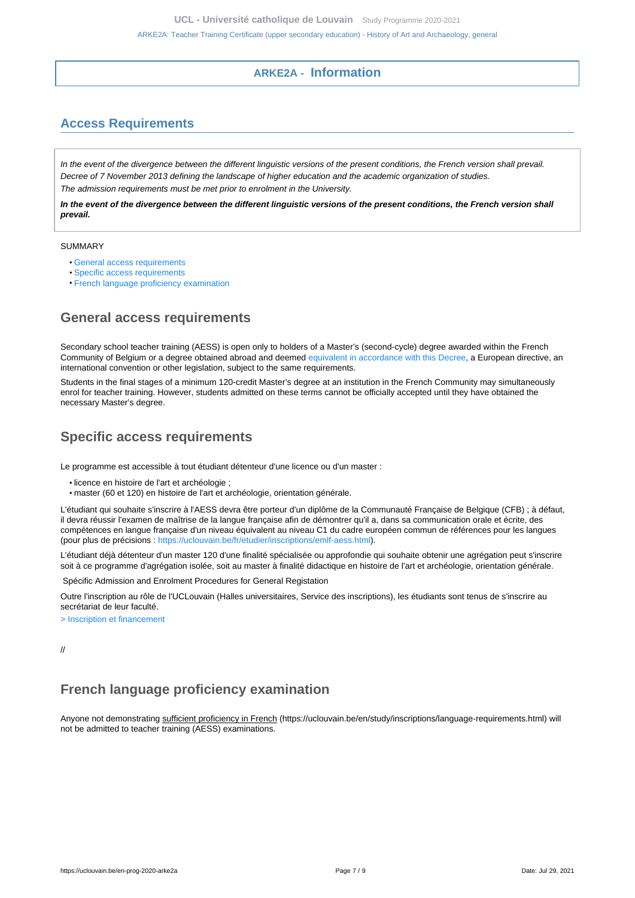## ARKE2A - Information

## Access Requirements

*In the event of the divergence between the different linguistic versions of the present conditions, the French version shall prevail.*
*Decree of 7 November 2013 defining the landscape of higher education and the academic organization of studies.*
*The admission requirements must be met prior to enrolment in the University.*

***In the event of the divergence between the different linguistic versions of the present conditions, the French version shall prevail.***

SUMMARY

- General access requirements
- Specific access requirements
- French language proficiency examination

### General access requirements

Secondary school teacher training (AESS) is open only to holders of a Master's (second-cycle) degree awarded within the French Community of Belgium or a degree obtained abroad and deemed equivalent in accordance with this Decree, a European directive, an international convention or other legislation, subject to the same requirements.

Students in the final stages of a minimum 120-credit Master's degree at an institution in the French Community may simultaneously enrol for teacher training. However, students admitted on these terms cannot be officially accepted until they have obtained the necessary Master's degree.

### Specific access requirements

Le programme est accessible à tout étudiant détenteur d'une licence ou d'un master :

- licence en histoire de l'art et archéologie ;
- master (60 et 120) en histoire de l'art et archéologie, orientation générale.

L'étudiant qui souhaite s'inscrire à l'AESS devra être porteur d'un diplôme de la Communauté Française de Belgique (CFB) ; à défaut, il devra réussir l'examen de maîtrise de la langue française afin de démontrer qu'il a, dans sa communication orale et écrite, des compétences en langue française d'un niveau équivalent au niveau C1 du cadre européen commun de références pour les langues (pour plus de précisions : https://uclouvain.be/fr/etudier/inscriptions/emlf-aess.html).

L'étudiant déjà détenteur d'un master 120 d'une finalité spécialisée ou approfondie qui souhaite obtenir une agrégation peut s'inscrire soit à ce programme d'agrégation isolée, soit au master à finalité didactique en histoire de l'art et archéologie, orientation générale.

Spécific Admission and Enrolment Procedures for General Registation

Outre l'inscription au rôle de l'UCLouvain (Halles universitaires, Service des inscriptions), les étudiants sont tenus de s'inscrire au secrétariat de leur faculté.

> Inscription et financement

//

### French language proficiency examination

Anyone not demonstrating sufficient proficiency in French (https://uclouvain.be/en/study/inscriptions/language-requirements.html) will not be admitted to teacher training (AESS) examinations.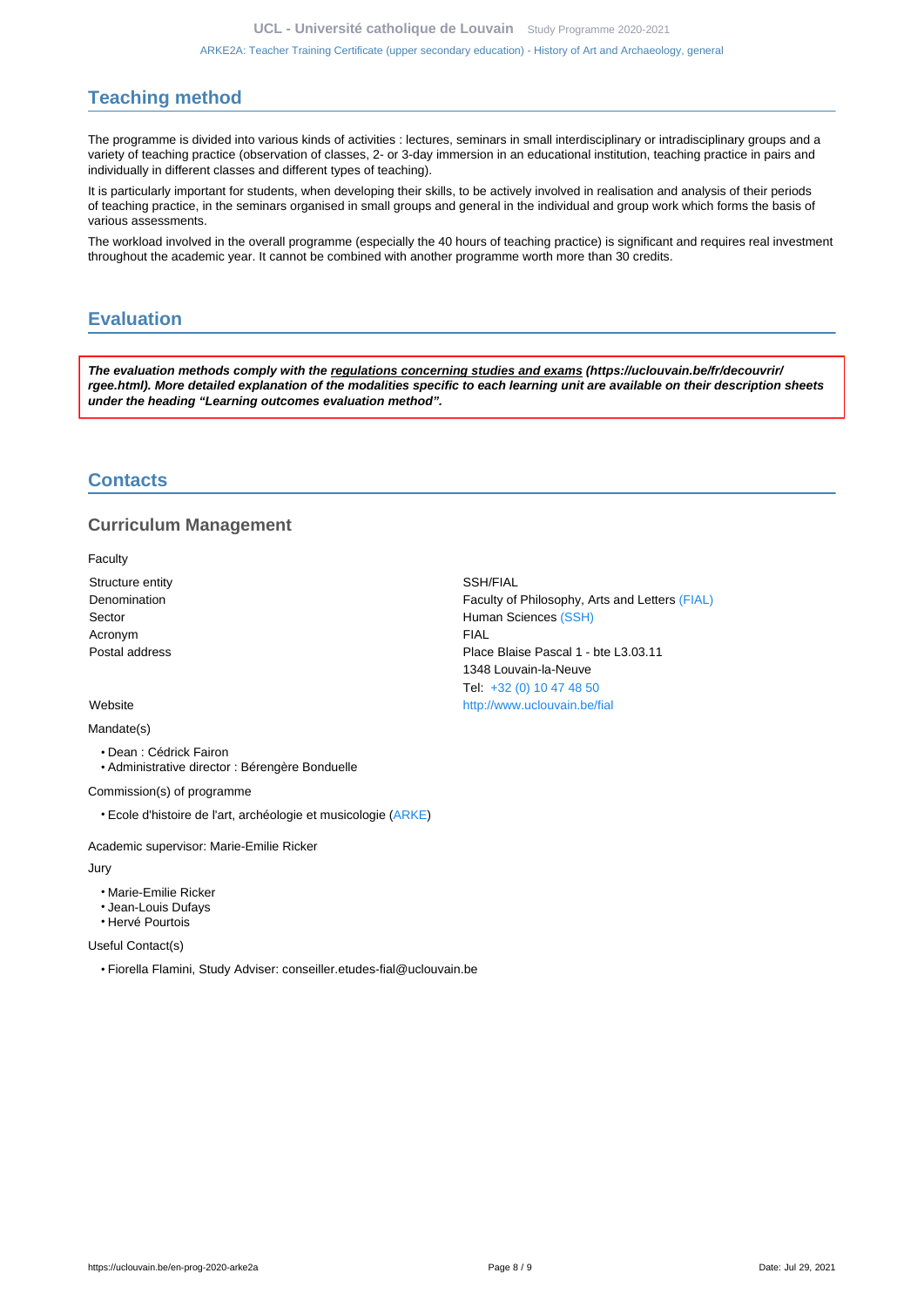## Teaching method

The programme is divided into various kinds of activities : lectures, seminars in small interdisciplinary or intradisciplinary groups and a variety of teaching practice (observation of classes, 2- or 3-day immersion in an educational institution, teaching practice in pairs and individually in different classes and different types of teaching).

It is particularly important for students, when developing their skills, to be actively involved in realisation and analysis of their periods of teaching practice, in the seminars organised in small groups and general in the individual and group work which forms the basis of various assessments.

The workload involved in the overall programme (especially the 40 hours of teaching practice) is significant and requires real investment throughout the academic year. It cannot be combined with another programme worth more than 30 credits.

## Evaluation

***The evaluation methods comply with the regulations concerning studies and exams (https://uclouvain.be/fr/decouvrir/rgee.html). More detailed explanation of the modalities specific to each learning unit are available on their description sheets under the heading "Learning outcomes evaluation method".***

## Contacts

### Curriculum Management

Faculty

| | |
|---|---|
| Structure entity | SSH/FIAL |
| Denomination | Faculty of Philosophy, Arts and Letters (FIAL) |
| Sector | Human Sciences (SSH) |
| Acronym | FIAL |
| Postal address | Place Blaise Pascal 1 - bte L3.03.11<br>1348 Louvain-la-Neuve<br>Tel: +32 (0) 10 47 48 50 |
| Website | http://www.uclouvain.be/fial |

Mandate(s)

- Dean : Cédrick Fairon
- Administrative director : Bérengère Bonduelle

Commission(s) of programme

- Ecole d'histoire de l'art, archéologie et musicologie (ARKE)

Academic supervisor: Marie-Emilie Ricker

Jury

- Marie-Emilie Ricker
- Jean-Louis Dufays
- Hervé Pourtois

Useful Contact(s)

- Fiorella Flamini, Study Adviser: conseiller.etudes-fial@uclouvain.be